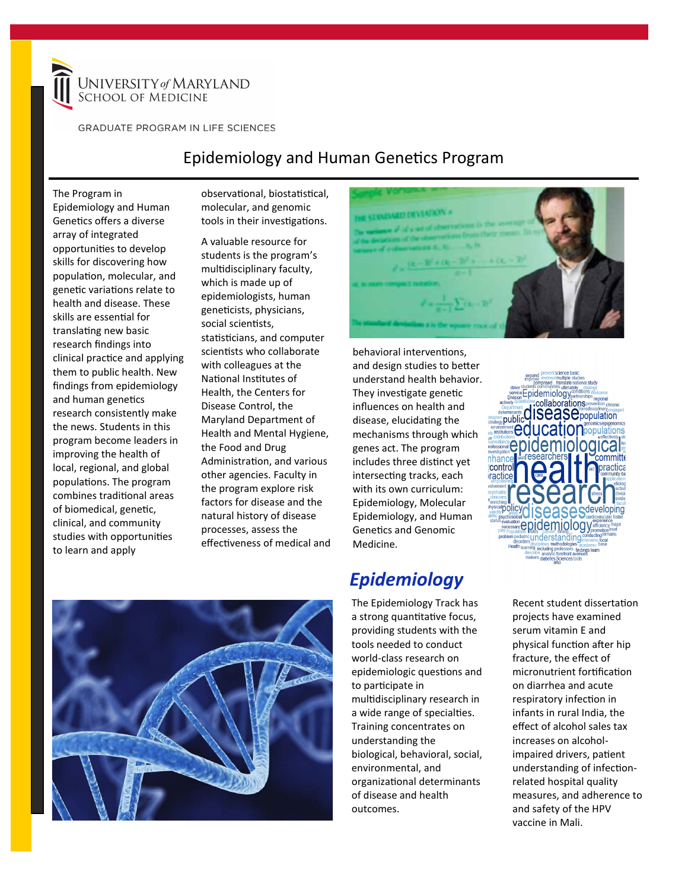University *of* Maryland
School of Medicine

GRADUATE PROGRAM IN LIFE SCIENCES

# Epidemiology and Human Genetics Program

The Program in Epidemiology and Human Genetics offers a diverse array of integrated opportunities to develop skills for discovering how population, molecular, and genetic variations relate to health and disease. These skills are essential for translating new basic research findings into clinical practice and applying them to public health. New findings from epidemiology and human genetics research consistently make the news. Students in this program become leaders in improving the health of local, regional, and global populations. The program combines traditional areas of biomedical, genetic, clinical, and community studies with opportunities to learn and apply observational, biostatistical, molecular, and genomic tools in their investigations.

A valuable resource for students is the program's multidisciplinary faculty, which is made up of epidemiologists, human geneticists, physicians, social scientists, statisticians, and computer scientists who collaborate with colleagues at the National Institutes of Health, the Centers for Disease Control, the Maryland Department of Health and Mental Hygiene, the Food and Drug Administration, and various other agencies. Faculty in the program explore risk factors for disease and the natural history of disease processes, assess the effectiveness of medical and behavioral interventions, and design studies to better understand health behavior. They investigate genetic influences on health and disease, elucidating the mechanisms through which genes act. The program includes three distinct yet intersecting tracks, each with its own curriculum: Epidemiology, Molecular Epidemiology, and Human Genetics and Genomic Medicine.

## *Epidemiology*

The Epidemiology Track has a strong quantitative focus, providing students with the tools needed to conduct world-class research on epidemiologic questions and to participate in multidisciplinary research in a wide range of specialties. Training concentrates on understanding the biological, behavioral, social, environmental, and organizational determinants of disease and health outcomes.

Recent student dissertation projects have examined serum vitamin E and physical function after hip fracture, the effect of micronutrient fortification on diarrhea and acute respiratory infection in infants in rural India, the effect of alcohol sales tax increases on alcohol-impaired drivers, patient understanding of infection-related hospital quality measures, and adherence to and safety of the HPV vaccine in Mali.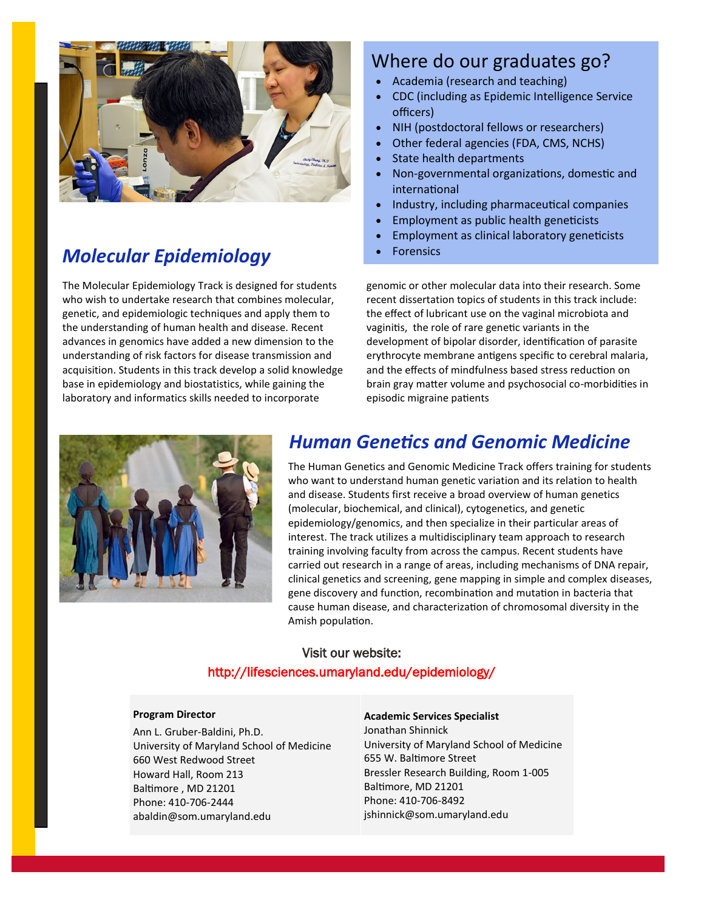## Where do our graduates go?

- Academia (research and teaching)
- CDC (including as Epidemic Intelligence Service officers)
- NIH (postdoctoral fellows or researchers)
- Other federal agencies (FDA, CMS, NCHS)
- State health departments
- Non-governmental organizations, domestic and international
- Industry, including pharmaceutical companies
- Employment as public health geneticists
- Employment as clinical laboratory geneticists
- Forensics

## *Molecular Epidemiology*

The Molecular Epidemiology Track is designed for students who wish to undertake research that combines molecular, genetic, and epidemiologic techniques and apply them to the understanding of human health and disease. Recent advances in genomics have added a new dimension to the understanding of risk factors for disease transmission and acquisition. Students in this track develop a solid knowledge base in epidemiology and biostatistics, while gaining the laboratory and informatics skills needed to incorporate genomic or other molecular data into their research. Some recent dissertation topics of students in this track include: the effect of lubricant use on the vaginal microbiota and vaginitis, the role of rare genetic variants in the development of bipolar disorder, identification of parasite erythrocyte membrane antigens specific to cerebral malaria, and the effects of mindfulness based stress reduction on brain gray matter volume and psychosocial co-morbidities in episodic migraine patients

## *Human Genetics and Genomic Medicine*

The Human Genetics and Genomic Medicine Track offers training for students who want to understand human genetic variation and its relation to health and disease. Students first receive a broad overview of human genetics (molecular, biochemical, and clinical), cytogenetics, and genetic epidemiology/genomics, and then specialize in their particular areas of interest. The track utilizes a multidisciplinary team approach to research training involving faculty from across the campus. Recent students have carried out research in a range of areas, including mechanisms of DNA repair, clinical genetics and screening, gene mapping in simple and complex diseases, gene discovery and function, recombination and mutation in bacteria that cause human disease, and characterization of chromosomal diversity in the Amish population.

Visit our website:
http://lifesciences.umaryland.edu/epidemiology/

**Program Director**
Ann L. Gruber-Baldini, Ph.D.
University of Maryland School of Medicine
660 West Redwood Street
Howard Hall, Room 213
Baltimore , MD 21201
Phone: 410-706-2444
abaldin@som.umaryland.edu

**Academic Services Specialist**
Jonathan Shinnick
University of Maryland School of Medicine
655 W. Baltimore Street
Bressler Research Building, Room 1-005
Baltimore, MD 21201
Phone: 410-706-8492
jshinnick@som.umaryland.edu